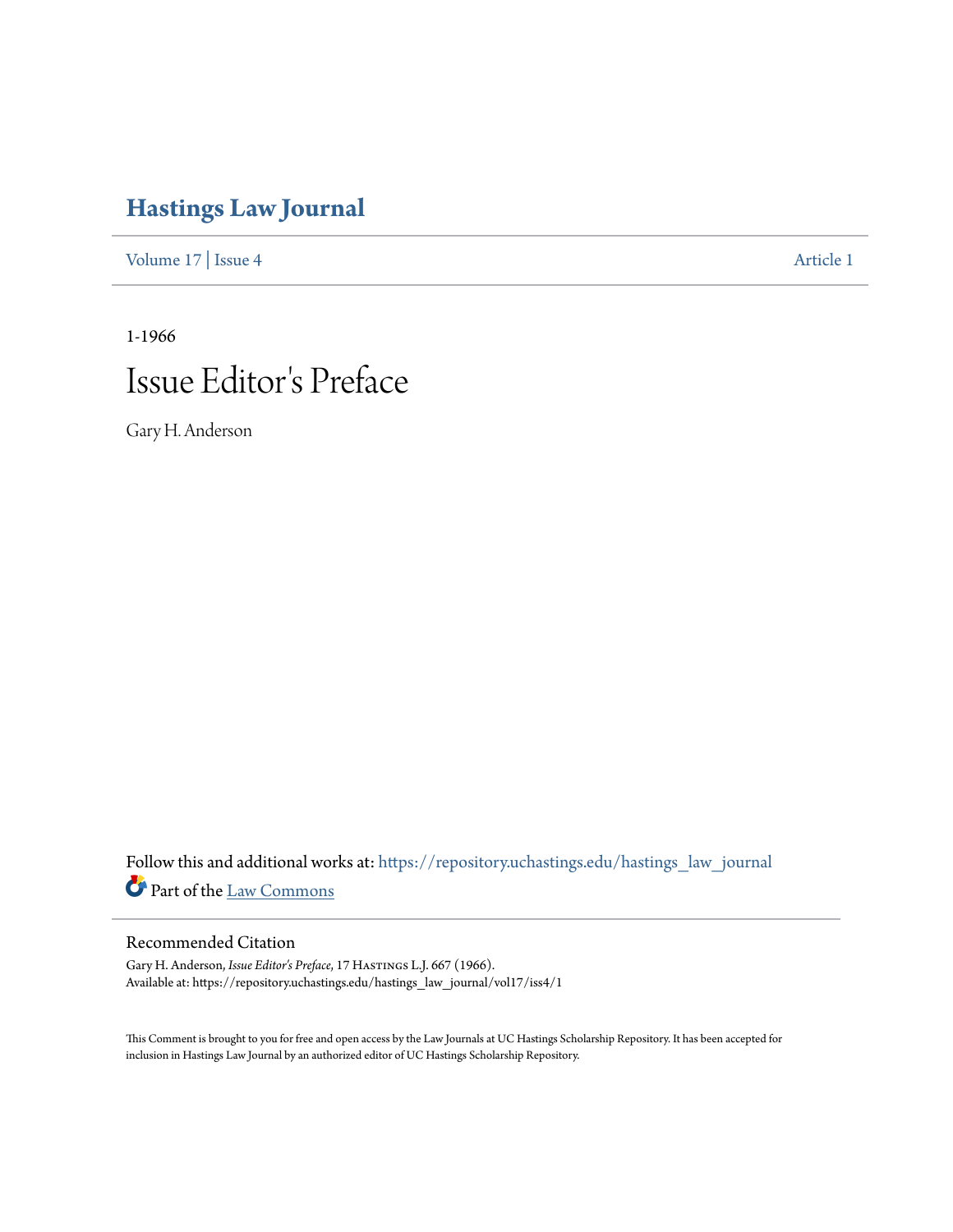# Hastings Law Journal

Volume 17 | Issue 4 Article 1

1-1966

# Issue Editor's Preface

Gary H. Anderson

Follow this and additional works at: https://repository.uchastings.edu/hastings_law_journal

Part of the Law Commons

## Recommended Citation

Gary H. Anderson, *Issue Editor's Preface*, 17 Hastings L.J. 667 (1966).
Available at: https://repository.uchastings.edu/hastings_law_journal/vol17/iss4/1

This Comment is brought to you for free and open access by the Law Journals at UC Hastings Scholarship Repository. It has been accepted for inclusion in Hastings Law Journal by an authorized editor of UC Hastings Scholarship Repository.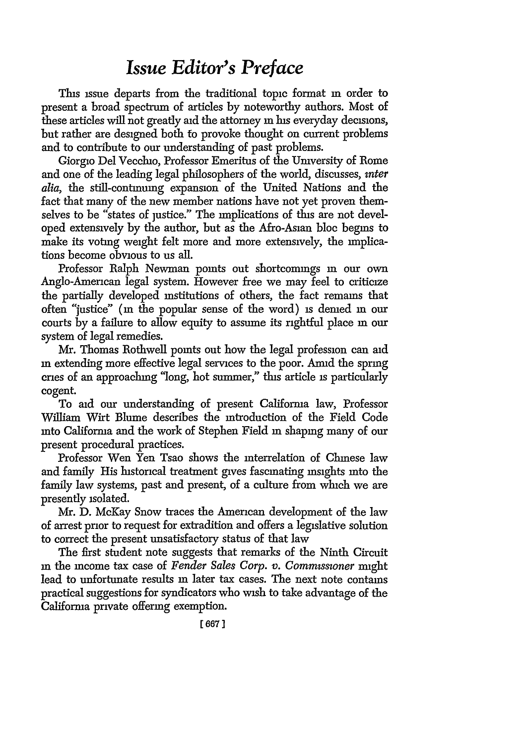# *Issue Editor's Preface*

This issue departs from the traditional topic format in order to present a broad spectrum of articles by noteworthy authors. Most of these articles will not greatly aid the attorney in his everyday decisions, but rather are designed both to provoke thought on current problems and to contribute to our understanding of past problems.

Giorgio Del Vecchio, Professor Emeritus of the University of Rome and one of the leading legal philosophers of the world, discusses, *inter alia*, the still-continuing expansion of the United Nations and the fact that many of the new member nations have not yet proven themselves to be "states of justice." The implications of this are not developed extensively by the author, but as the Afro-Asian bloc begins to make its voting weight felt more and more extensively, the implications become obvious to us all.

Professor Ralph Newman points out shortcomings in our own Anglo-American legal system. However free we may feel to criticize the partially developed institutions of others, the fact remains that often "justice" (in the popular sense of the word) is denied in our courts by a failure to allow equity to assume its rightful place in our system of legal remedies.

Mr. Thomas Rothwell points out how the legal profession can aid in extending more effective legal services to the poor. Amid the spring cries of an approaching "long, hot summer," this article is particularly cogent.

To aid our understanding of present California law, Professor William Wirt Blume describes the introduction of the Field Code into California and the work of Stephen Field in shaping many of our present procedural practices.

Professor Wen Yen Tsao shows the interrelation of Chinese law and family His historical treatment gives fascinating insights into the family law systems, past and present, of a culture from which we are presently isolated.

Mr. D. McKay Snow traces the American development of the law of arrest prior to request for extradition and offers a legislative solution to correct the present unsatisfactory status of that law

The first student note suggests that remarks of the Ninth Circuit in the income tax case of *Fender Sales Corp. v. Commissioner* might lead to unfortunate results in later tax cases. The next note contains practical suggestions for syndicators who wish to take advantage of the California private offering exemption.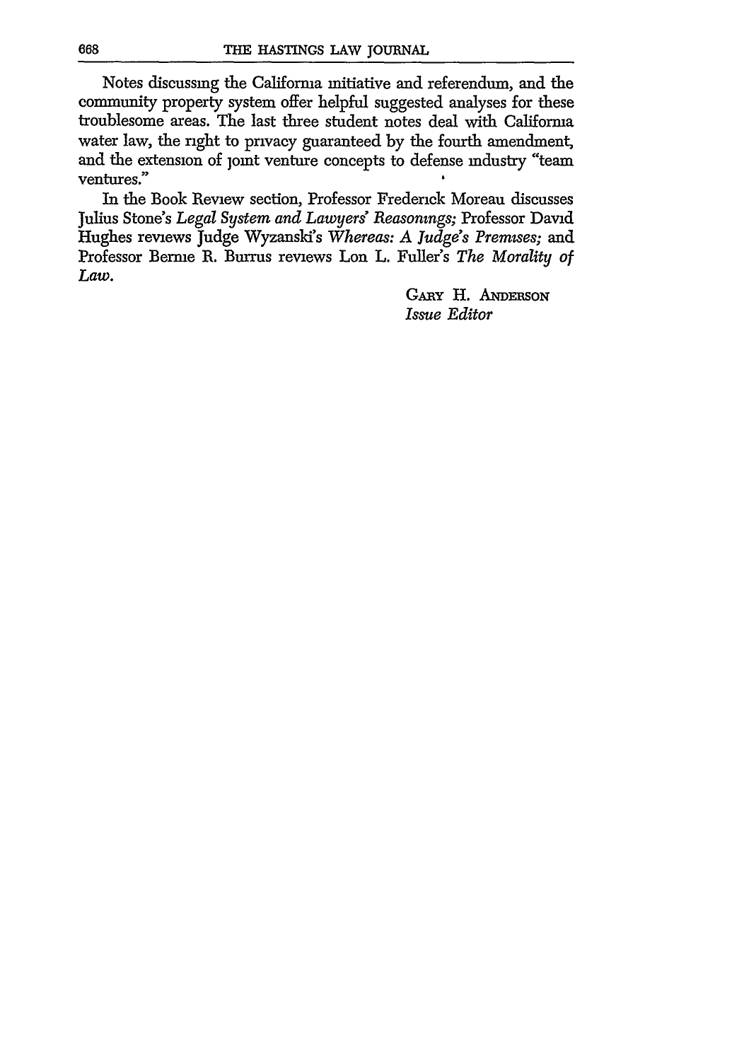Notes discussing the California initiative and referendum, and the community property system offer helpful suggested analyses for these troublesome areas. The last three student notes deal with California water law, the right to privacy guaranteed by the fourth amendment, and the extension of joint venture concepts to defense industry "team ventures."

In the Book Review section, Professor Frederick Moreau discusses Julius Stone's *Legal System and Lawyers' Reasonings;* Professor David Hughes reviews Judge Wyzanski's *Whereas: A Judge's Premises;* and Professor Bernie R. Burrus reviews Lon L. Fuller's *The Morality of Law.*

GARY H. ANDERSON
*Issue Editor*